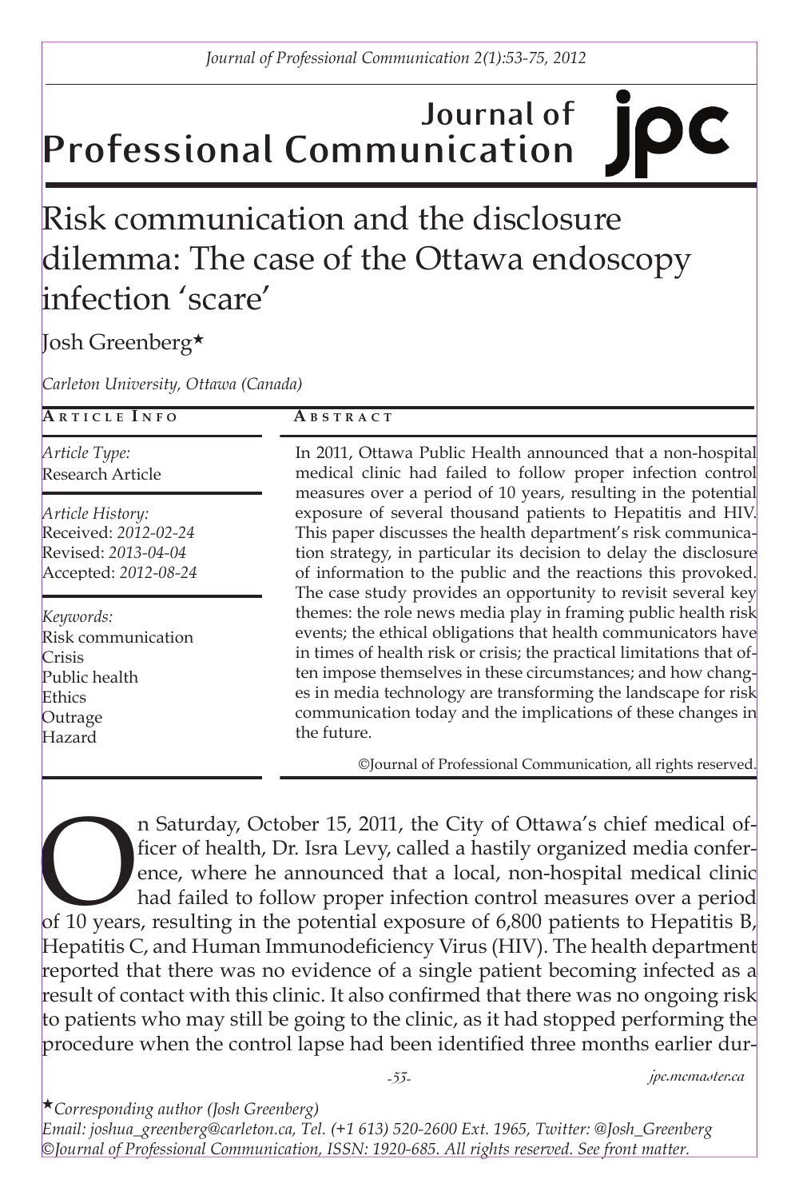# Risk communication and the disclosure dilemma: The case of the Ottawa endoscopy infection 'scare'

Josh Greenberg★

*Carleton University, Ottawa (Canada)*

**Article Info**

*Article Type:*
Research Article

*Article History:*
Received: *2012-02-24*
Revised: *2013-04-04*
Accepted: *2012-08-24*

*Keywords:*
Risk communication
Crisis
Public health
Ethics
Outrage
Hazard

**Abstract**

In 2011, Ottawa Public Health announced that a non-hospital medical clinic had failed to follow proper infection control measures over a period of 10 years, resulting in the potential exposure of several thousand patients to Hepatitis and HIV. This paper discusses the health department's risk communication strategy, in particular its decision to delay the disclosure of information to the public and the reactions this provoked. The case study provides an opportunity to revisit several key themes: the role news media play in framing public health risk events; the ethical obligations that health communicators have in times of health risk or crisis; the practical limitations that often impose themselves in these circumstances; and how changes in media technology are transforming the landscape for risk communication today and the implications of these changes in the future.

©Journal of Professional Communication, all rights reserved.

On Saturday, October 15, 2011, the City of Ottawa's chief medical officer of health, Dr. Isra Levy, called a hastily organized media conference, where he announced that a local, non-hospital medical clinic had failed to follow proper infection control measures over a period of 10 years, resulting in the potential exposure of 6,800 patients to Hepatitis B, Hepatitis C, and Human Immunodeficiency Virus (HIV). The health department reported that there was no evidence of a single patient becoming infected as a result of contact with this clinic. It also confirmed that there was no ongoing risk to patients who may still be going to the clinic, as it had stopped performing the procedure when the control lapse had been identified three months earlier dur-

★*Corresponding author (Josh Greenberg)*
*Email: joshua_greenberg@carleton.ca, Tel. (+1 613) 520-2600 Ext. 1965, Twitter: @Josh_Greenberg*
*©Journal of Professional Communication, ISSN: 1920-685. All rights reserved. See front matter.*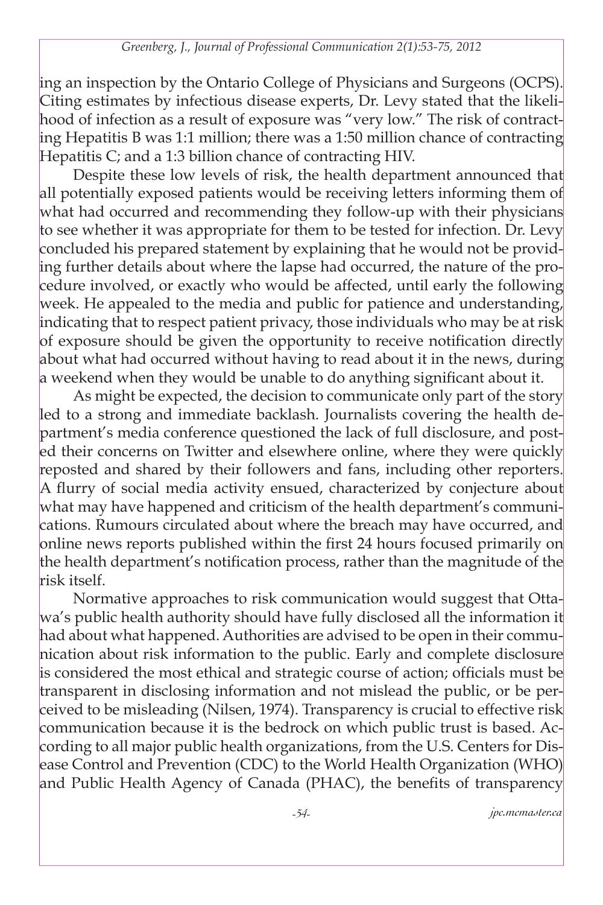ing an inspection by the Ontario College of Physicians and Surgeons (OCPS). Citing estimates by infectious disease experts, Dr. Levy stated that the likelihood of infection as a result of exposure was "very low." The risk of contracting Hepatitis B was 1:1 million; there was a 1:50 million chance of contracting Hepatitis C; and a 1:3 billion chance of contracting HIV.

Despite these low levels of risk, the health department announced that all potentially exposed patients would be receiving letters informing them of what had occurred and recommending they follow-up with their physicians to see whether it was appropriate for them to be tested for infection. Dr. Levy concluded his prepared statement by explaining that he would not be providing further details about where the lapse had occurred, the nature of the procedure involved, or exactly who would be affected, until early the following week. He appealed to the media and public for patience and understanding, indicating that to respect patient privacy, those individuals who may be at risk of exposure should be given the opportunity to receive notification directly about what had occurred without having to read about it in the news, during a weekend when they would be unable to do anything significant about it.

As might be expected, the decision to communicate only part of the story led to a strong and immediate backlash. Journalists covering the health department's media conference questioned the lack of full disclosure, and posted their concerns on Twitter and elsewhere online, where they were quickly reposted and shared by their followers and fans, including other reporters. A flurry of social media activity ensued, characterized by conjecture about what may have happened and criticism of the health department's communications. Rumours circulated about where the breach may have occurred, and online news reports published within the first 24 hours focused primarily on the health department's notification process, rather than the magnitude of the risk itself.

Normative approaches to risk communication would suggest that Ottawa's public health authority should have fully disclosed all the information it had about what happened. Authorities are advised to be open in their communication about risk information to the public. Early and complete disclosure is considered the most ethical and strategic course of action; officials must be transparent in disclosing information and not mislead the public, or be perceived to be misleading (Nilsen, 1974). Transparency is crucial to effective risk communication because it is the bedrock on which public trust is based. According to all major public health organizations, from the U.S. Centers for Disease Control and Prevention (CDC) to the World Health Organization (WHO) and Public Health Agency of Canada (PHAC), the benefits of transparency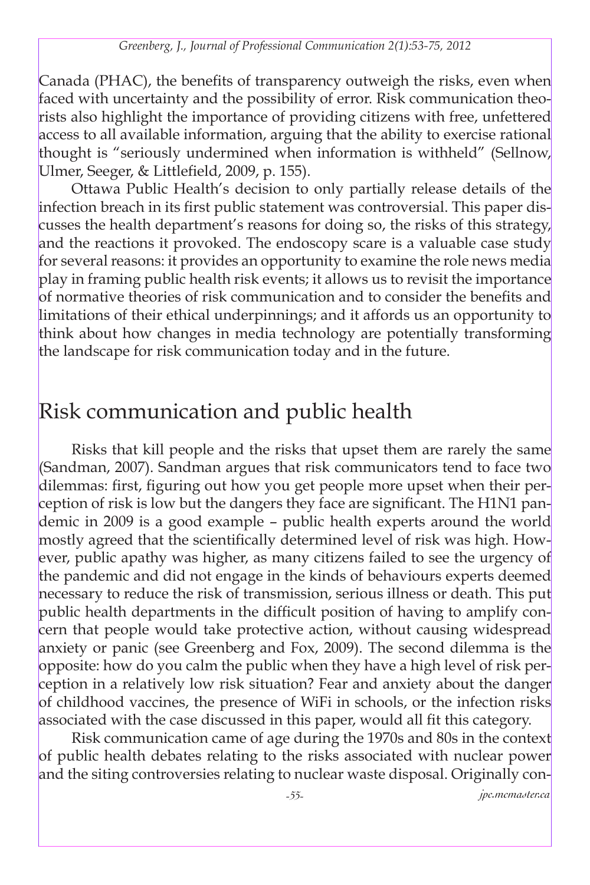Canada (PHAC), the benefits of transparency outweigh the risks, even when faced with uncertainty and the possibility of error. Risk communication theorists also highlight the importance of providing citizens with free, unfettered access to all available information, arguing that the ability to exercise rational thought is "seriously undermined when information is withheld" (Sellnow, Ulmer, Seeger, & Littlefield, 2009, p. 155).

Ottawa Public Health's decision to only partially release details of the infection breach in its first public statement was controversial. This paper discusses the health department's reasons for doing so, the risks of this strategy, and the reactions it provoked. The endoscopy scare is a valuable case study for several reasons: it provides an opportunity to examine the role news media play in framing public health risk events; it allows us to revisit the importance of normative theories of risk communication and to consider the benefits and limitations of their ethical underpinnings; and it affords us an opportunity to think about how changes in media technology are potentially transforming the landscape for risk communication today and in the future.

## Risk communication and public health

Risks that kill people and the risks that upset them are rarely the same (Sandman, 2007). Sandman argues that risk communicators tend to face two dilemmas: first, figuring out how you get people more upset when their perception of risk is low but the dangers they face are significant. The H1N1 pandemic in 2009 is a good example – public health experts around the world mostly agreed that the scientifically determined level of risk was high. However, public apathy was higher, as many citizens failed to see the urgency of the pandemic and did not engage in the kinds of behaviours experts deemed necessary to reduce the risk of transmission, serious illness or death. This put public health departments in the difficult position of having to amplify concern that people would take protective action, without causing widespread anxiety or panic (see Greenberg and Fox, 2009). The second dilemma is the opposite: how do you calm the public when they have a high level of risk perception in a relatively low risk situation? Fear and anxiety about the danger of childhood vaccines, the presence of WiFi in schools, or the infection risks associated with the case discussed in this paper, would all fit this category.

Risk communication came of age during the 1970s and 80s in the context of public health debates relating to the risks associated with nuclear power and the siting controversies relating to nuclear waste disposal. Originally con-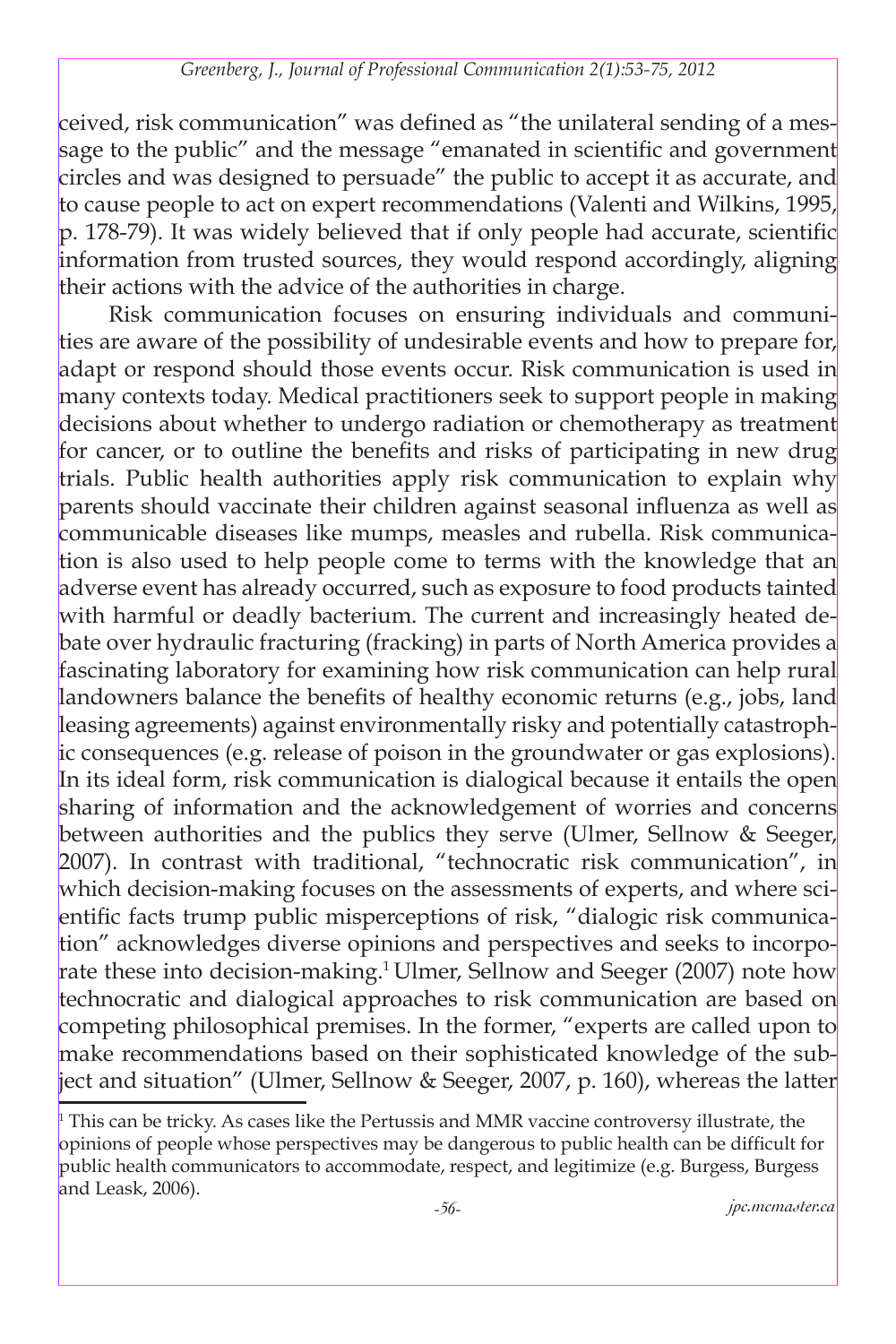ceived, risk communication" was defined as "the unilateral sending of a message to the public" and the message "emanated in scientific and government circles and was designed to persuade" the public to accept it as accurate, and to cause people to act on expert recommendations (Valenti and Wilkins, 1995, p. 178-79). It was widely believed that if only people had accurate, scientific information from trusted sources, they would respond accordingly, aligning their actions with the advice of the authorities in charge.

Risk communication focuses on ensuring individuals and communities are aware of the possibility of undesirable events and how to prepare for, adapt or respond should those events occur. Risk communication is used in many contexts today. Medical practitioners seek to support people in making decisions about whether to undergo radiation or chemotherapy as treatment for cancer, or to outline the benefits and risks of participating in new drug trials. Public health authorities apply risk communication to explain why parents should vaccinate their children against seasonal influenza as well as communicable diseases like mumps, measles and rubella. Risk communication is also used to help people come to terms with the knowledge that an adverse event has already occurred, such as exposure to food products tainted with harmful or deadly bacterium. The current and increasingly heated debate over hydraulic fracturing (fracking) in parts of North America provides a fascinating laboratory for examining how risk communication can help rural landowners balance the benefits of healthy economic returns (e.g., jobs, land leasing agreements) against environmentally risky and potentially catastrophic consequences (e.g. release of poison in the groundwater or gas explosions). In its ideal form, risk communication is dialogical because it entails the open sharing of information and the acknowledgement of worries and concerns between authorities and the publics they serve (Ulmer, Sellnow & Seeger, 2007). In contrast with traditional, "technocratic risk communication", in which decision-making focuses on the assessments of experts, and where scientific facts trump public misperceptions of risk, "dialogic risk communication" acknowledges diverse opinions and perspectives and seeks to incorporate these into decision-making.[1] Ulmer, Sellnow and Seeger (2007) note how technocratic and dialogical approaches to risk communication are based on competing philosophical premises. In the former, "experts are called upon to make recommendations based on their sophisticated knowledge of the subject and situation" (Ulmer, Sellnow & Seeger, 2007, p. 160), whereas the latter

[1] This can be tricky. As cases like the Pertussis and MMR vaccine controversy illustrate, the opinions of people whose perspectives may be dangerous to public health can be difficult for public health communicators to accommodate, respect, and legitimize (e.g. Burgess, Burgess and Leask, 2006).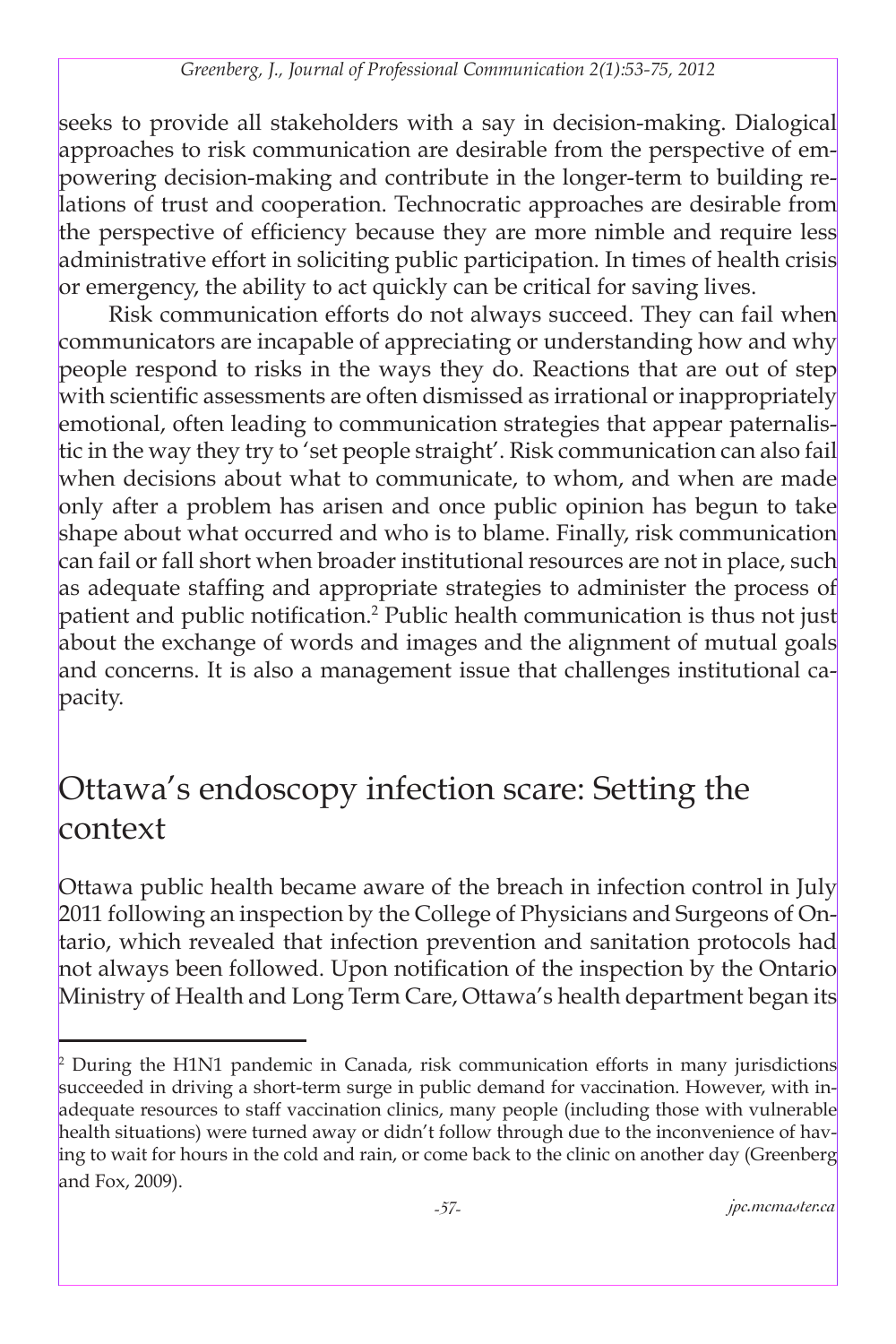seeks to provide all stakeholders with a say in decision-making. Dialogical approaches to risk communication are desirable from the perspective of empowering decision-making and contribute in the longer-term to building relations of trust and cooperation. Technocratic approaches are desirable from the perspective of efficiency because they are more nimble and require less administrative effort in soliciting public participation. In times of health crisis or emergency, the ability to act quickly can be critical for saving lives.

Risk communication efforts do not always succeed. They can fail when communicators are incapable of appreciating or understanding how and why people respond to risks in the ways they do. Reactions that are out of step with scientific assessments are often dismissed as irrational or inappropriately emotional, often leading to communication strategies that appear paternalistic in the way they try to 'set people straight'. Risk communication can also fail when decisions about what to communicate, to whom, and when are made only after a problem has arisen and once public opinion has begun to take shape about what occurred and who is to blame. Finally, risk communication can fail or fall short when broader institutional resources are not in place, such as adequate staffing and appropriate strategies to administer the process of patient and public notification.[2] Public health communication is thus not just about the exchange of words and images and the alignment of mutual goals and concerns. It is also a management issue that challenges institutional capacity.

## Ottawa's endoscopy infection scare: Setting the context

Ottawa public health became aware of the breach in infection control in July 2011 following an inspection by the College of Physicians and Surgeons of Ontario, which revealed that infection prevention and sanitation protocols had not always been followed. Upon notification of the inspection by the Ontario Ministry of Health and Long Term Care, Ottawa's health department began its

[2] During the H1N1 pandemic in Canada, risk communication efforts in many jurisdictions succeeded in driving a short-term surge in public demand for vaccination. However, with inadequate resources to staff vaccination clinics, many people (including those with vulnerable health situations) were turned away or didn't follow through due to the inconvenience of having to wait for hours in the cold and rain, or come back to the clinic on another day (Greenberg and Fox, 2009).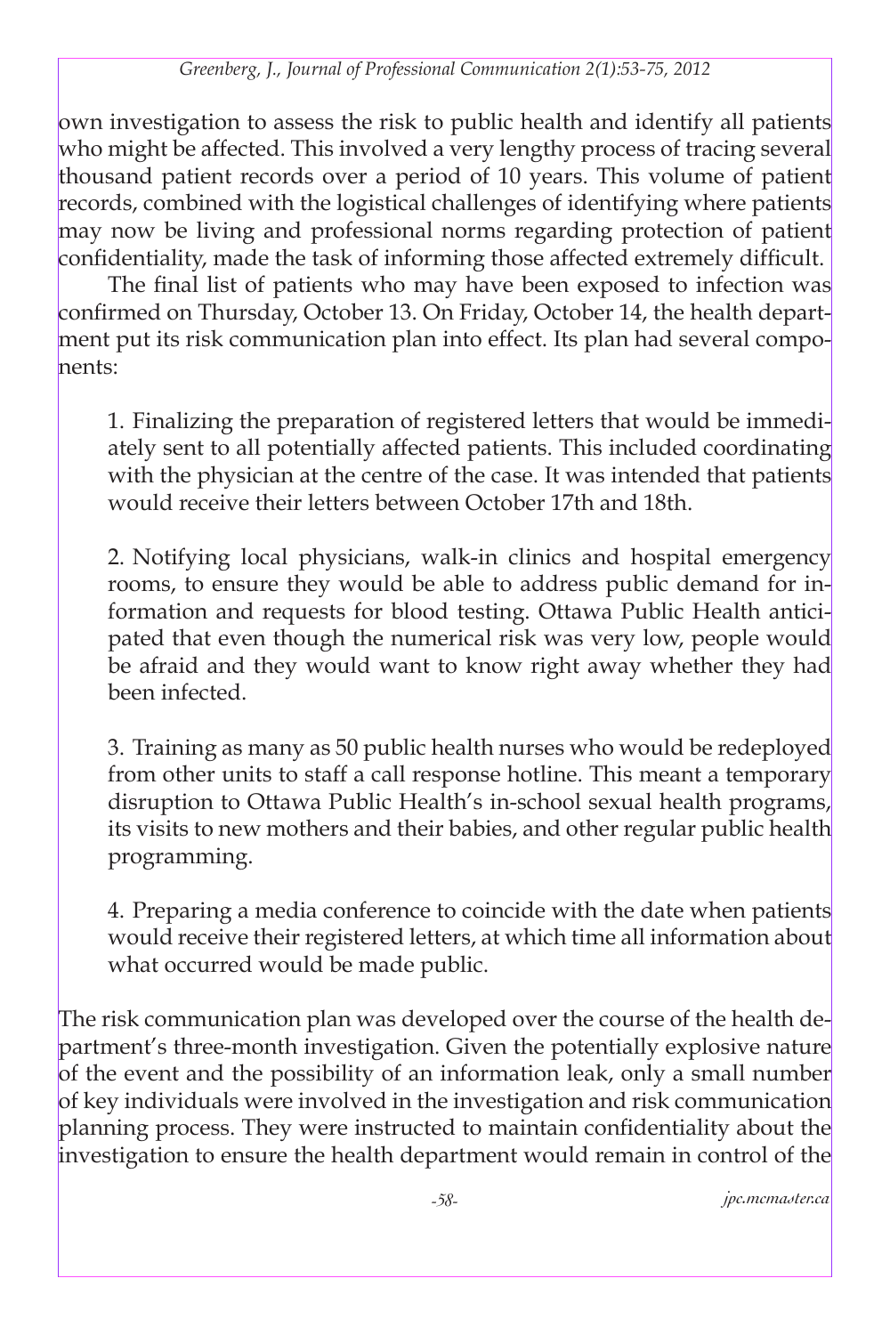own investigation to assess the risk to public health and identify all patients who might be affected. This involved a very lengthy process of tracing several thousand patient records over a period of 10 years. This volume of patient records, combined with the logistical challenges of identifying where patients may now be living and professional norms regarding protection of patient confidentiality, made the task of informing those affected extremely difficult.

The final list of patients who may have been exposed to infection was confirmed on Thursday, October 13. On Friday, October 14, the health department put its risk communication plan into effect. Its plan had several components:

1. Finalizing the preparation of registered letters that would be immediately sent to all potentially affected patients. This included coordinating with the physician at the centre of the case. It was intended that patients would receive their letters between October 17th and 18th.

2. Notifying local physicians, walk-in clinics and hospital emergency rooms, to ensure they would be able to address public demand for information and requests for blood testing. Ottawa Public Health anticipated that even though the numerical risk was very low, people would be afraid and they would want to know right away whether they had been infected.

3. Training as many as 50 public health nurses who would be redeployed from other units to staff a call response hotline. This meant a temporary disruption to Ottawa Public Health's in-school sexual health programs, its visits to new mothers and their babies, and other regular public health programming.

4. Preparing a media conference to coincide with the date when patients would receive their registered letters, at which time all information about what occurred would be made public.

The risk communication plan was developed over the course of the health department's three-month investigation. Given the potentially explosive nature of the event and the possibility of an information leak, only a small number of key individuals were involved in the investigation and risk communication planning process. They were instructed to maintain confidentiality about the investigation to ensure the health department would remain in control of the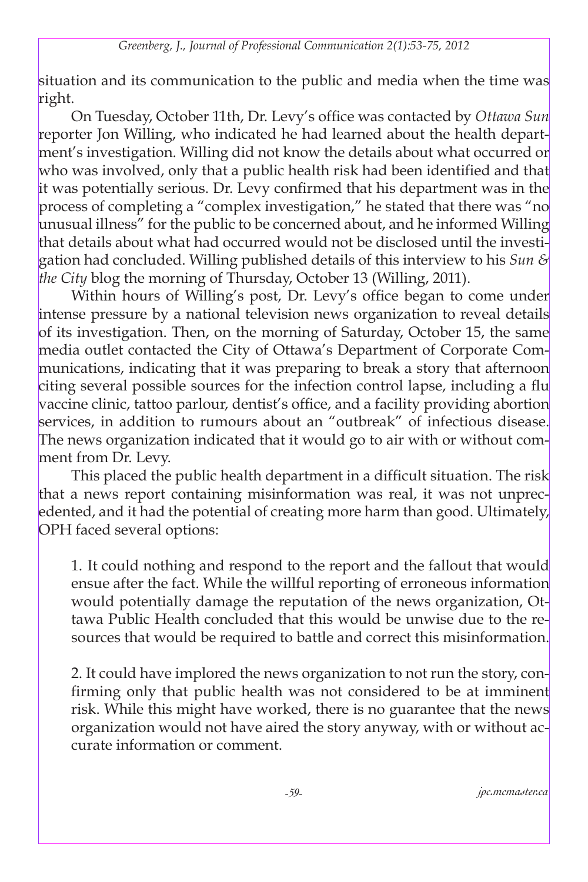situation and its communication to the public and media when the time was right.

On Tuesday, October 11th, Dr. Levy's office was contacted by *Ottawa Sun* reporter Jon Willing, who indicated he had learned about the health department's investigation. Willing did not know the details about what occurred or who was involved, only that a public health risk had been identified and that it was potentially serious. Dr. Levy confirmed that his department was in the process of completing a "complex investigation," he stated that there was "no unusual illness" for the public to be concerned about, and he informed Willing that details about what had occurred would not be disclosed until the investigation had concluded. Willing published details of this interview to his *Sun & the City* blog the morning of Thursday, October 13 (Willing, 2011).

Within hours of Willing's post, Dr. Levy's office began to come under intense pressure by a national television news organization to reveal details of its investigation. Then, on the morning of Saturday, October 15, the same media outlet contacted the City of Ottawa's Department of Corporate Communications, indicating that it was preparing to break a story that afternoon citing several possible sources for the infection control lapse, including a flu vaccine clinic, tattoo parlour, dentist's office, and a facility providing abortion services, in addition to rumours about an "outbreak" of infectious disease. The news organization indicated that it would go to air with or without comment from Dr. Levy.

This placed the public health department in a difficult situation. The risk that a news report containing misinformation was real, it was not unprecedented, and it had the potential of creating more harm than good. Ultimately, OPH faced several options:

1. It could nothing and respond to the report and the fallout that would ensue after the fact. While the willful reporting of erroneous information would potentially damage the reputation of the news organization, Ottawa Public Health concluded that this would be unwise due to the resources that would be required to battle and correct this misinformation.

2. It could have implored the news organization to not run the story, confirming only that public health was not considered to be at imminent risk. While this might have worked, there is no guarantee that the news organization would not have aired the story anyway, with or without accurate information or comment.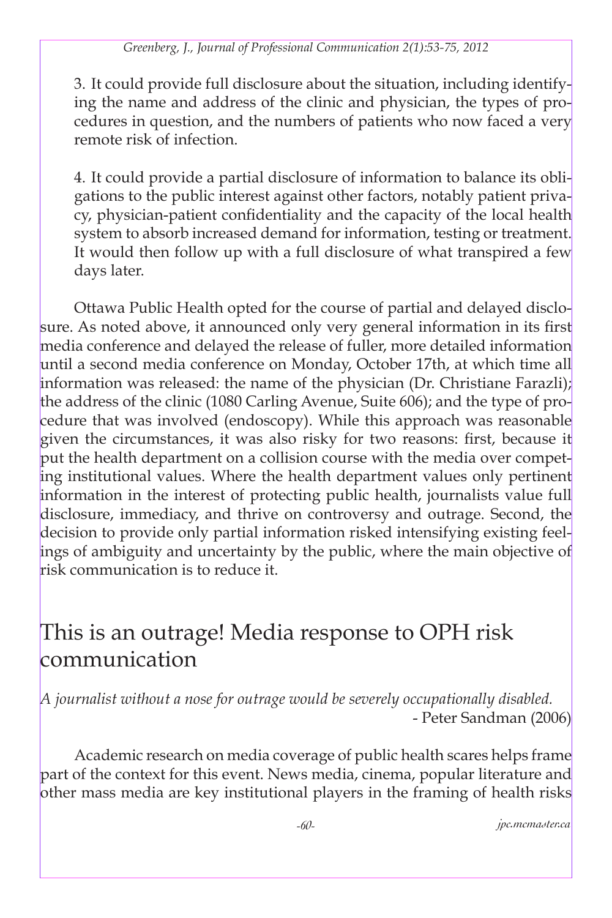3. It could provide full disclosure about the situation, including identifying the name and address of the clinic and physician, the types of procedures in question, and the numbers of patients who now faced a very remote risk of infection.

4. It could provide a partial disclosure of information to balance its obligations to the public interest against other factors, notably patient privacy, physician-patient confidentiality and the capacity of the local health system to absorb increased demand for information, testing or treatment. It would then follow up with a full disclosure of what transpired a few days later.

Ottawa Public Health opted for the course of partial and delayed disclosure. As noted above, it announced only very general information in its first media conference and delayed the release of fuller, more detailed information until a second media conference on Monday, October 17th, at which time all information was released: the name of the physician (Dr. Christiane Farazli); the address of the clinic (1080 Carling Avenue, Suite 606); and the type of procedure that was involved (endoscopy). While this approach was reasonable given the circumstances, it was also risky for two reasons: first, because it put the health department on a collision course with the media over competing institutional values. Where the health department values only pertinent information in the interest of protecting public health, journalists value full disclosure, immediacy, and thrive on controversy and outrage. Second, the decision to provide only partial information risked intensifying existing feelings of ambiguity and uncertainty by the public, where the main objective of risk communication is to reduce it.

## This is an outrage! Media response to OPH risk communication

*A journalist without a nose for outrage would be severely occupationally disabled.*
- Peter Sandman (2006)

Academic research on media coverage of public health scares helps frame part of the context for this event. News media, cinema, popular literature and other mass media are key institutional players in the framing of health risks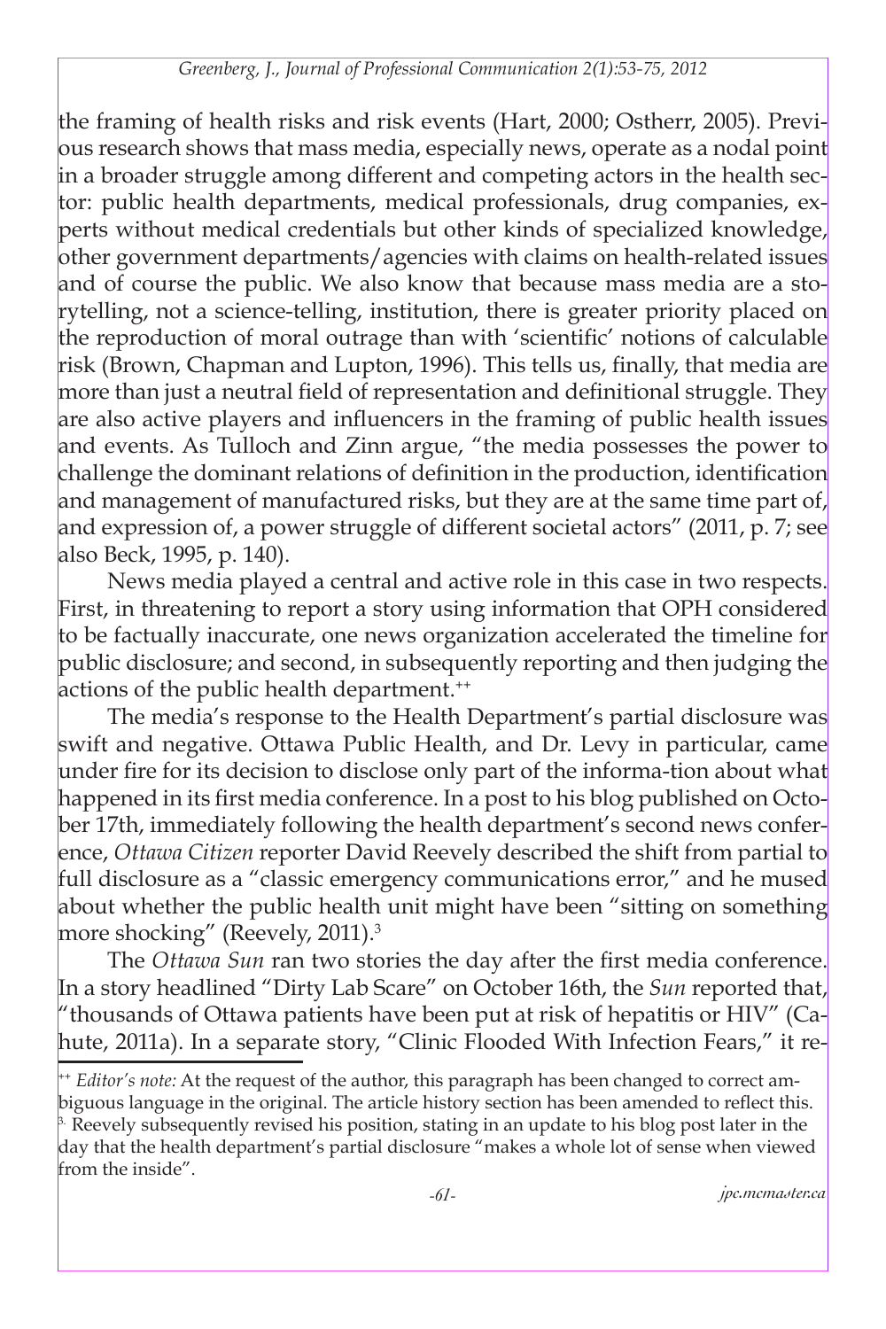the framing of health risks and risk events (Hart, 2000; Ostherr, 2005). Previous research shows that mass media, especially news, operate as a nodal point in a broader struggle among different and competing actors in the health sector: public health departments, medical professionals, drug companies, experts without medical credentials but other kinds of specialized knowledge, other government departments/agencies with claims on health-related issues and of course the public. We also know that because mass media are a storytelling, not a science-telling, institution, there is greater priority placed on the reproduction of moral outrage than with 'scientific' notions of calculable risk (Brown, Chapman and Lupton, 1996). This tells us, finally, that media are more than just a neutral field of representation and definitional struggle. They are also active players and influencers in the framing of public health issues and events. As Tulloch and Zinn argue, "the media possesses the power to challenge the dominant relations of definition in the production, identification and management of manufactured risks, but they are at the same time part of, and expression of, a power struggle of different societal actors" (2011, p. 7; see also Beck, 1995, p. 140).

News media played a central and active role in this case in two respects. First, in threatening to report a story using information that OPH considered to be factually inaccurate, one news organization accelerated the timeline for public disclosure; and second, in subsequently reporting and then judging the actions of the public health department.[++]

The media's response to the Health Department's partial disclosure was swift and negative. Ottawa Public Health, and Dr. Levy in particular, came under fire for its decision to disclose only part of the informa-tion about what happened in its first media conference. In a post to his blog published on October 17th, immediately following the health department's second news conference, *Ottawa Citizen* reporter David Reevely described the shift from partial to full disclosure as a "classic emergency communications error," and he mused about whether the public health unit might have been "sitting on something more shocking" (Reevely, 2011).[3]

The *Ottawa Sun* ran two stories the day after the first media conference. In a story headlined "Dirty Lab Scare" on October 16th, the *Sun* reported that, "thousands of Ottawa patients have been put at risk of hepatitis or HIV" (Cahute, 2011a). In a separate story, "Clinic Flooded With Infection Fears," it re-

---

[++] *Editor's note:* At the request of the author, this paragraph has been changed to correct ambiguous language in the original. The article history section has been amended to reflect this.

[3] Reevely subsequently revised his position, stating in an update to his blog post later in the day that the health department's partial disclosure "makes a whole lot of sense when viewed from the inside".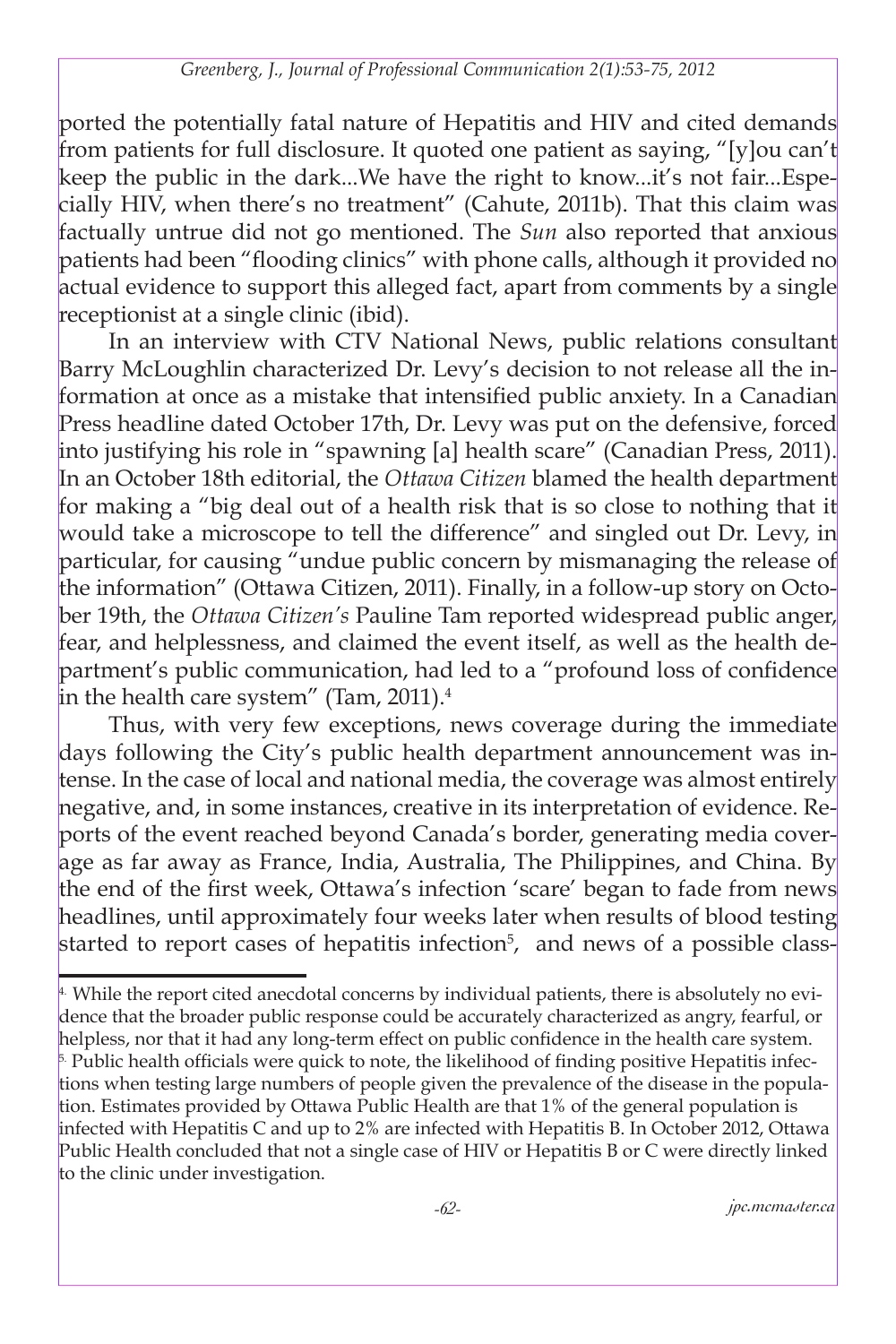ported the potentially fatal nature of Hepatitis and HIV and cited demands from patients for full disclosure. It quoted one patient as saying, "[y]ou can't keep the public in the dark...We have the right to know...it's not fair...Especially HIV, when there's no treatment" (Cahute, 2011b). That this claim was factually untrue did not go mentioned. The *Sun* also reported that anxious patients had been "flooding clinics" with phone calls, although it provided no actual evidence to support this alleged fact, apart from comments by a single receptionist at a single clinic (ibid).

In an interview with CTV National News, public relations consultant Barry McLoughlin characterized Dr. Levy's decision to not release all the information at once as a mistake that intensified public anxiety. In a Canadian Press headline dated October 17th, Dr. Levy was put on the defensive, forced into justifying his role in "spawning [a] health scare" (Canadian Press, 2011). In an October 18th editorial, the *Ottawa Citizen* blamed the health department for making a "big deal out of a health risk that is so close to nothing that it would take a microscope to tell the difference" and singled out Dr. Levy, in particular, for causing "undue public concern by mismanaging the release of the information" (Ottawa Citizen, 2011). Finally, in a follow-up story on October 19th, the *Ottawa Citizen's* Pauline Tam reported widespread public anger, fear, and helplessness, and claimed the event itself, as well as the health department's public communication, had led to a "profound loss of confidence in the health care system" (Tam, 2011).[4]

Thus, with very few exceptions, news coverage during the immediate days following the City's public health department announcement was intense. In the case of local and national media, the coverage was almost entirely negative, and, in some instances, creative in its interpretation of evidence. Reports of the event reached beyond Canada's border, generating media coverage as far away as France, India, Australia, The Philippines, and China. By the end of the first week, Ottawa's infection 'scare' began to fade from news headlines, until approximately four weeks later when results of blood testing started to report cases of hepatitis infection[5], and news of a possible class-

---

4. While the report cited anecdotal concerns by individual patients, there is absolutely no evidence that the broader public response could be accurately characterized as angry, fearful, or helpless, nor that it had any long-term effect on public confidence in the health care system.

5. Public health officials were quick to note, the likelihood of finding positive Hepatitis infections when testing large numbers of people given the prevalence of the disease in the population. Estimates provided by Ottawa Public Health are that 1% of the general population is infected with Hepatitis C and up to 2% are infected with Hepatitis B. In October 2012, Ottawa Public Health concluded that not a single case of HIV or Hepatitis B or C were directly linked to the clinic under investigation.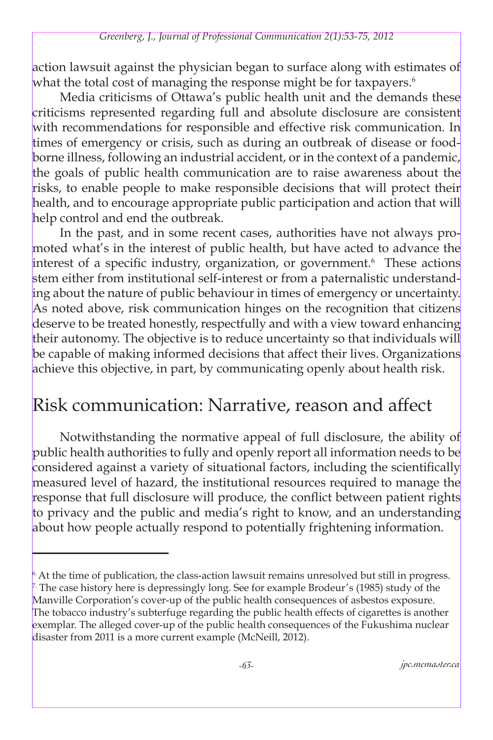action lawsuit against the physician began to surface along with estimates of what the total cost of managing the response might be for taxpayers.[6]

Media criticisms of Ottawa's public health unit and the demands these criticisms represented regarding full and absolute disclosure are consistent with recommendations for responsible and effective risk communication. In times of emergency or crisis, such as during an outbreak of disease or food-borne illness, following an industrial accident, or in the context of a pandemic, the goals of public health communication are to raise awareness about the risks, to enable people to make responsible decisions that will protect their health, and to encourage appropriate public participation and action that will help control and end the outbreak.

In the past, and in some recent cases, authorities have not always promoted what's in the interest of public health, but have acted to advance the interest of a specific industry, organization, or government.[6] These actions stem either from institutional self-interest or from a paternalistic understanding about the nature of public behaviour in times of emergency or uncertainty. As noted above, risk communication hinges on the recognition that citizens deserve to be treated honestly, respectfully and with a view toward enhancing their autonomy. The objective is to reduce uncertainty so that individuals will be capable of making informed decisions that affect their lives. Organizations achieve this objective, in part, by communicating openly about health risk.

## Risk communication: Narrative, reason and affect

Notwithstanding the normative appeal of full disclosure, the ability of public health authorities to fully and openly report all information needs to be considered against a variety of situational factors, including the scientifically measured level of hazard, the institutional resources required to manage the response that full disclosure will produce, the conflict between patient rights to privacy and the public and media's right to know, and an understanding about how people actually respond to potentially frightening information.

---

[6] At the time of publication, the class-action lawsuit remains unresolved but still in progress.

[7] The case history here is depressingly long. See for example Brodeur's (1985) study of the Manville Corporation's cover-up of the public health consequences of asbestos exposure. The tobacco industry's subterfuge regarding the public health effects of cigarettes is another exemplar. The alleged cover-up of the public health consequences of the Fukushima nuclear disaster from 2011 is a more current example (McNeill, 2012).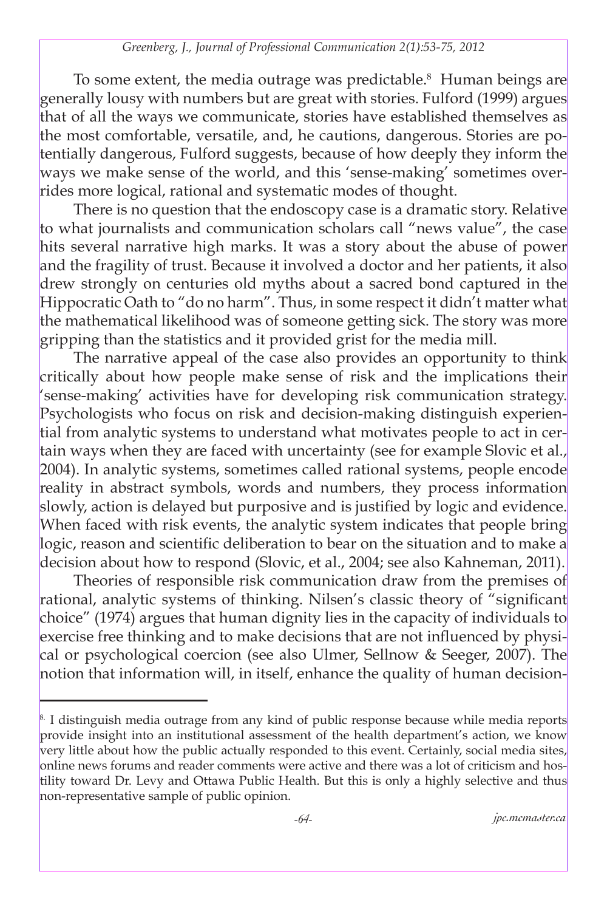To some extent, the media outrage was predictable.[8] Human beings are generally lousy with numbers but are great with stories. Fulford (1999) argues that of all the ways we communicate, stories have established themselves as the most comfortable, versatile, and, he cautions, dangerous. Stories are potentially dangerous, Fulford suggests, because of how deeply they inform the ways we make sense of the world, and this 'sense-making' sometimes overrides more logical, rational and systematic modes of thought.

There is no question that the endoscopy case is a dramatic story. Relative to what journalists and communication scholars call "news value", the case hits several narrative high marks. It was a story about the abuse of power and the fragility of trust. Because it involved a doctor and her patients, it also drew strongly on centuries old myths about a sacred bond captured in the Hippocratic Oath to "do no harm". Thus, in some respect it didn't matter what the mathematical likelihood was of someone getting sick. The story was more gripping than the statistics and it provided grist for the media mill.

The narrative appeal of the case also provides an opportunity to think critically about how people make sense of risk and the implications their 'sense-making' activities have for developing risk communication strategy. Psychologists who focus on risk and decision-making distinguish experiential from analytic systems to understand what motivates people to act in certain ways when they are faced with uncertainty (see for example Slovic et al., 2004). In analytic systems, sometimes called rational systems, people encode reality in abstract symbols, words and numbers, they process information slowly, action is delayed but purposive and is justified by logic and evidence. When faced with risk events, the analytic system indicates that people bring logic, reason and scientific deliberation to bear on the situation and to make a decision about how to respond (Slovic, et al., 2004; see also Kahneman, 2011).

Theories of responsible risk communication draw from the premises of rational, analytic systems of thinking. Nilsen's classic theory of "significant choice" (1974) argues that human dignity lies in the capacity of individuals to exercise free thinking and to make decisions that are not influenced by physical or psychological coercion (see also Ulmer, Sellnow & Seeger, 2007). The notion that information will, in itself, enhance the quality of human decision-

---

[8] I distinguish media outrage from any kind of public response because while media reports provide insight into an institutional assessment of the health department's action, we know very little about how the public actually responded to this event. Certainly, social media sites, online news forums and reader comments were active and there was a lot of criticism and hostility toward Dr. Levy and Ottawa Public Health. But this is only a highly selective and thus non-representative sample of public opinion.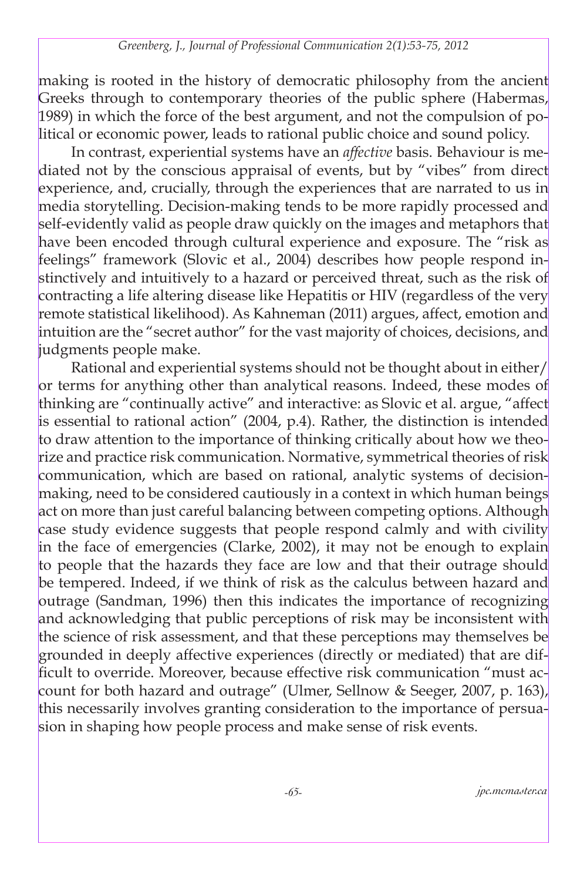making is rooted in the history of democratic philosophy from the ancient Greeks through to contemporary theories of the public sphere (Habermas, 1989) in which the force of the best argument, and not the compulsion of political or economic power, leads to rational public choice and sound policy.

In contrast, experiential systems have an *affective* basis. Behaviour is mediated not by the conscious appraisal of events, but by "vibes" from direct experience, and, crucially, through the experiences that are narrated to us in media storytelling. Decision-making tends to be more rapidly processed and self-evidently valid as people draw quickly on the images and metaphors that have been encoded through cultural experience and exposure. The "risk as feelings" framework (Slovic et al., 2004) describes how people respond instinctively and intuitively to a hazard or perceived threat, such as the risk of contracting a life altering disease like Hepatitis or HIV (regardless of the very remote statistical likelihood). As Kahneman (2011) argues, affect, emotion and intuition are the "secret author" for the vast majority of choices, decisions, and judgments people make.

Rational and experiential systems should not be thought about in either/or terms for anything other than analytical reasons. Indeed, these modes of thinking are "continually active" and interactive: as Slovic et al. argue, "affect is essential to rational action" (2004, p.4). Rather, the distinction is intended to draw attention to the importance of thinking critically about how we theorize and practice risk communication. Normative, symmetrical theories of risk communication, which are based on rational, analytic systems of decision-making, need to be considered cautiously in a context in which human beings act on more than just careful balancing between competing options. Although case study evidence suggests that people respond calmly and with civility in the face of emergencies (Clarke, 2002), it may not be enough to explain to people that the hazards they face are low and that their outrage should be tempered. Indeed, if we think of risk as the calculus between hazard and outrage (Sandman, 1996) then this indicates the importance of recognizing and acknowledging that public perceptions of risk may be inconsistent with the science of risk assessment, and that these perceptions may themselves be grounded in deeply affective experiences (directly or mediated) that are difficult to override. Moreover, because effective risk communication "must account for both hazard and outrage" (Ulmer, Sellnow & Seeger, 2007, p. 163), this necessarily involves granting consideration to the importance of persuasion in shaping how people process and make sense of risk events.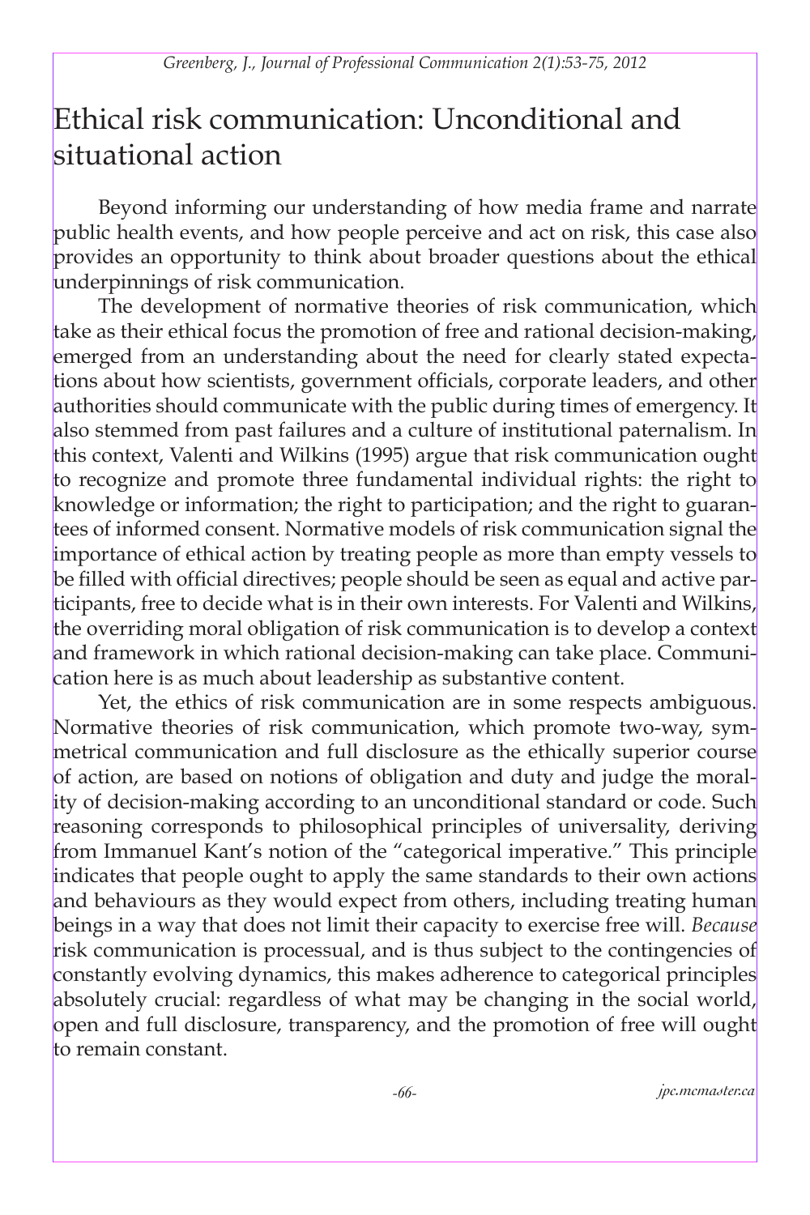# Ethical risk communication: Unconditional and situational action

Beyond informing our understanding of how media frame and narrate public health events, and how people perceive and act on risk, this case also provides an opportunity to think about broader questions about the ethical underpinnings of risk communication.

The development of normative theories of risk communication, which take as their ethical focus the promotion of free and rational decision-making, emerged from an understanding about the need for clearly stated expectations about how scientists, government officials, corporate leaders, and other authorities should communicate with the public during times of emergency. It also stemmed from past failures and a culture of institutional paternalism. In this context, Valenti and Wilkins (1995) argue that risk communication ought to recognize and promote three fundamental individual rights: the right to knowledge or information; the right to participation; and the right to guarantees of informed consent. Normative models of risk communication signal the importance of ethical action by treating people as more than empty vessels to be filled with official directives; people should be seen as equal and active participants, free to decide what is in their own interests. For Valenti and Wilkins, the overriding moral obligation of risk communication is to develop a context and framework in which rational decision-making can take place. Communication here is as much about leadership as substantive content.

Yet, the ethics of risk communication are in some respects ambiguous. Normative theories of risk communication, which promote two-way, symmetrical communication and full disclosure as the ethically superior course of action, are based on notions of obligation and duty and judge the morality of decision-making according to an unconditional standard or code. Such reasoning corresponds to philosophical principles of universality, deriving from Immanuel Kant's notion of the "categorical imperative." This principle indicates that people ought to apply the same standards to their own actions and behaviours as they would expect from others, including treating human beings in a way that does not limit their capacity to exercise free will. *Because* risk communication is processual, and is thus subject to the contingencies of constantly evolving dynamics, this makes adherence to categorical principles absolutely crucial: regardless of what may be changing in the social world, open and full disclosure, transparency, and the promotion of free will ought to remain constant.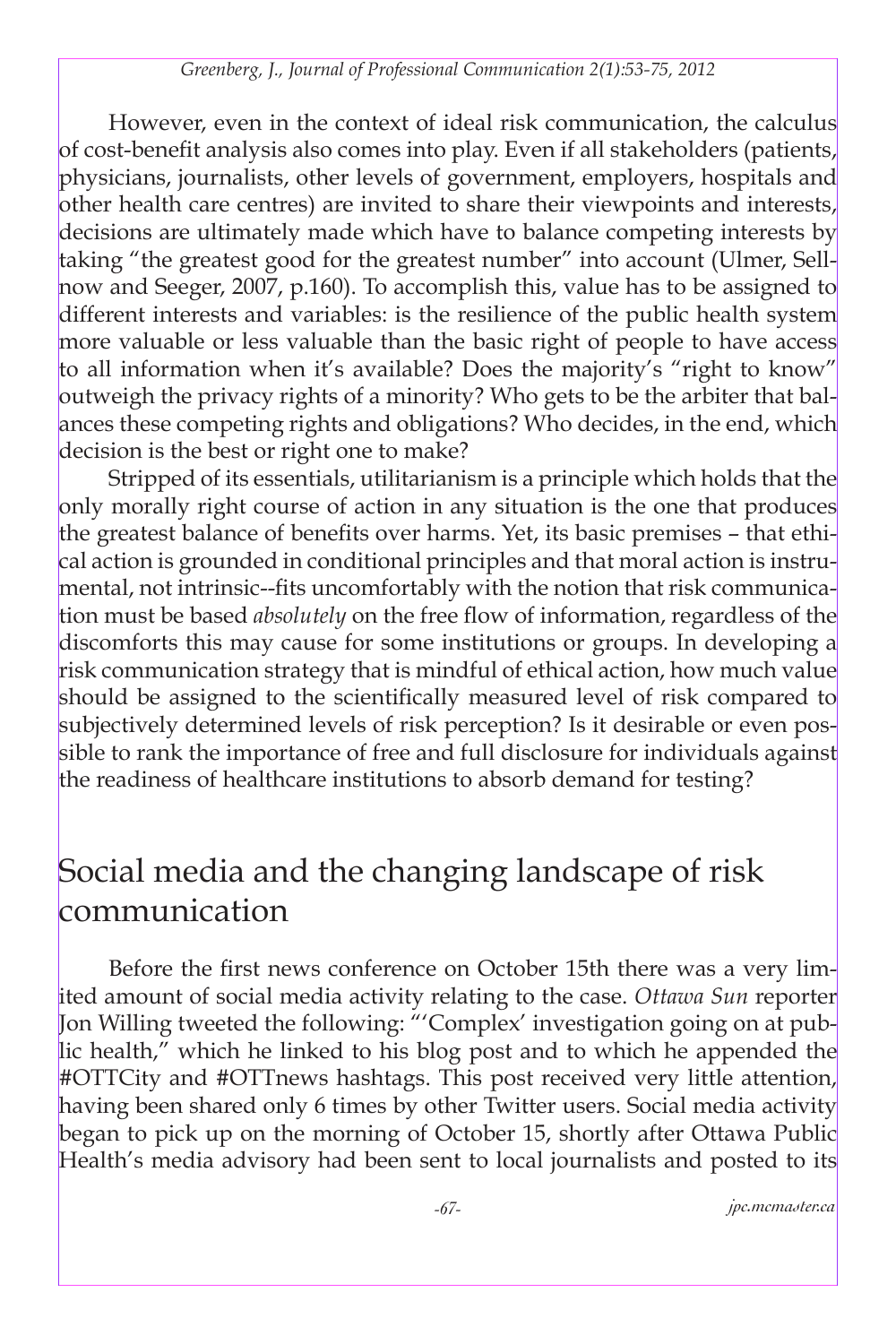However, even in the context of ideal risk communication, the calculus of cost-benefit analysis also comes into play. Even if all stakeholders (patients, physicians, journalists, other levels of government, employers, hospitals and other health care centres) are invited to share their viewpoints and interests, decisions are ultimately made which have to balance competing interests by taking "the greatest good for the greatest number" into account (Ulmer, Sellnow and Seeger, 2007, p.160). To accomplish this, value has to be assigned to different interests and variables: is the resilience of the public health system more valuable or less valuable than the basic right of people to have access to all information when it's available? Does the majority's "right to know" outweigh the privacy rights of a minority? Who gets to be the arbiter that balances these competing rights and obligations? Who decides, in the end, which decision is the best or right one to make?

Stripped of its essentials, utilitarianism is a principle which holds that the only morally right course of action in any situation is the one that produces the greatest balance of benefits over harms. Yet, its basic premises – that ethical action is grounded in conditional principles and that moral action is instrumental, not intrinsic--fits uncomfortably with the notion that risk communication must be based *absolutely* on the free flow of information, regardless of the discomforts this may cause for some institutions or groups. In developing a risk communication strategy that is mindful of ethical action, how much value should be assigned to the scientifically measured level of risk compared to subjectively determined levels of risk perception? Is it desirable or even possible to rank the importance of free and full disclosure for individuals against the readiness of healthcare institutions to absorb demand for testing?

## Social media and the changing landscape of risk communication

Before the first news conference on October 15th there was a very limited amount of social media activity relating to the case. *Ottawa Sun* reporter Jon Willing tweeted the following: "'Complex' investigation going on at public health," which he linked to his blog post and to which he appended the #OTTCity and #OTTnews hashtags. This post received very little attention, having been shared only 6 times by other Twitter users. Social media activity began to pick up on the morning of October 15, shortly after Ottawa Public Health's media advisory had been sent to local journalists and posted to its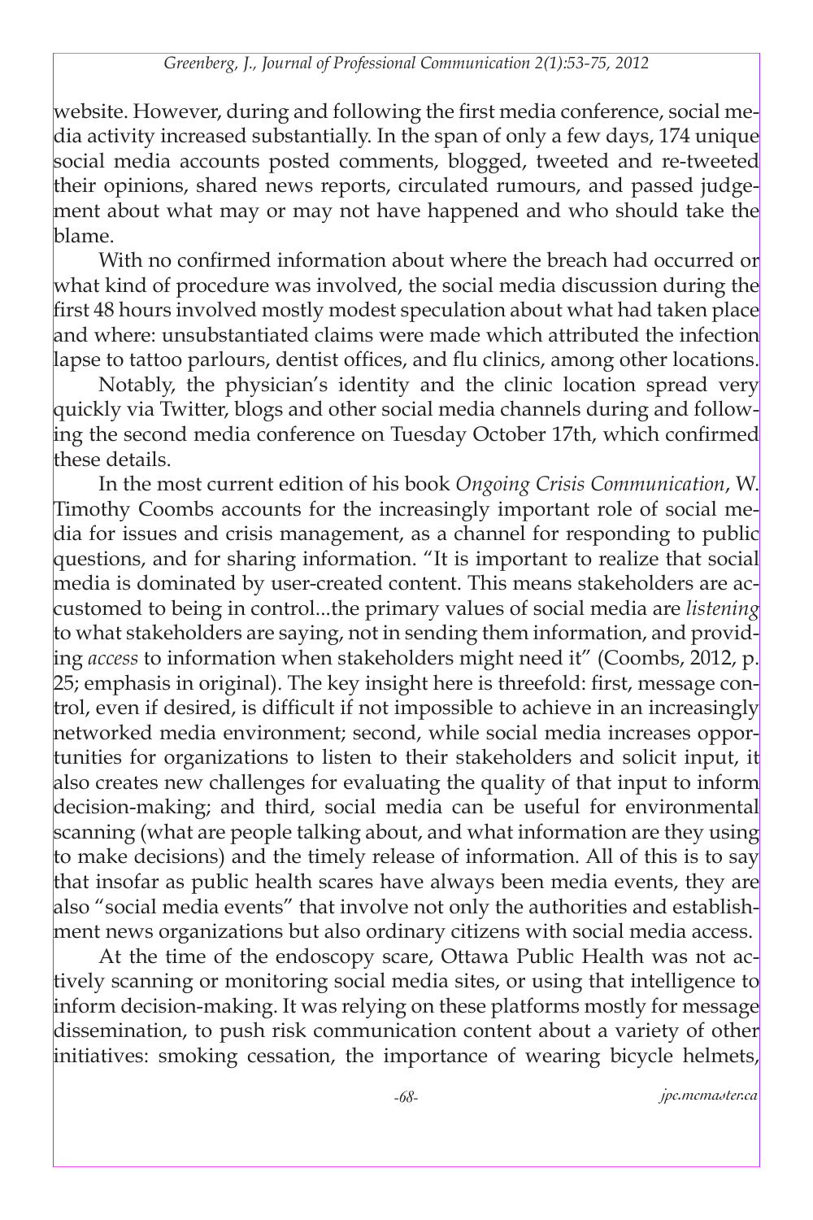website. However, during and following the first media conference, social media activity increased substantially. In the span of only a few days, 174 unique social media accounts posted comments, blogged, tweeted and re-tweeted their opinions, shared news reports, circulated rumours, and passed judgement about what may or may not have happened and who should take the blame.

With no confirmed information about where the breach had occurred or what kind of procedure was involved, the social media discussion during the first 48 hours involved mostly modest speculation about what had taken place and where: unsubstantiated claims were made which attributed the infection lapse to tattoo parlours, dentist offices, and flu clinics, among other locations.

Notably, the physician's identity and the clinic location spread very quickly via Twitter, blogs and other social media channels during and following the second media conference on Tuesday October 17th, which confirmed these details.

In the most current edition of his book *Ongoing Crisis Communication*, W. Timothy Coombs accounts for the increasingly important role of social media for issues and crisis management, as a channel for responding to public questions, and for sharing information. "It is important to realize that social media is dominated by user-created content. This means stakeholders are accustomed to being in control...the primary values of social media are *listening* to what stakeholders are saying, not in sending them information, and providing *access* to information when stakeholders might need it" (Coombs, 2012, p. 25; emphasis in original). The key insight here is threefold: first, message control, even if desired, is difficult if not impossible to achieve in an increasingly networked media environment; second, while social media increases opportunities for organizations to listen to their stakeholders and solicit input, it also creates new challenges for evaluating the quality of that input to inform decision-making; and third, social media can be useful for environmental scanning (what are people talking about, and what information are they using to make decisions) and the timely release of information. All of this is to say that insofar as public health scares have always been media events, they are also "social media events" that involve not only the authorities and establishment news organizations but also ordinary citizens with social media access.

At the time of the endoscopy scare, Ottawa Public Health was not actively scanning or monitoring social media sites, or using that intelligence to inform decision-making. It was relying on these platforms mostly for message dissemination, to push risk communication content about a variety of other initiatives: smoking cessation, the importance of wearing bicycle helmets,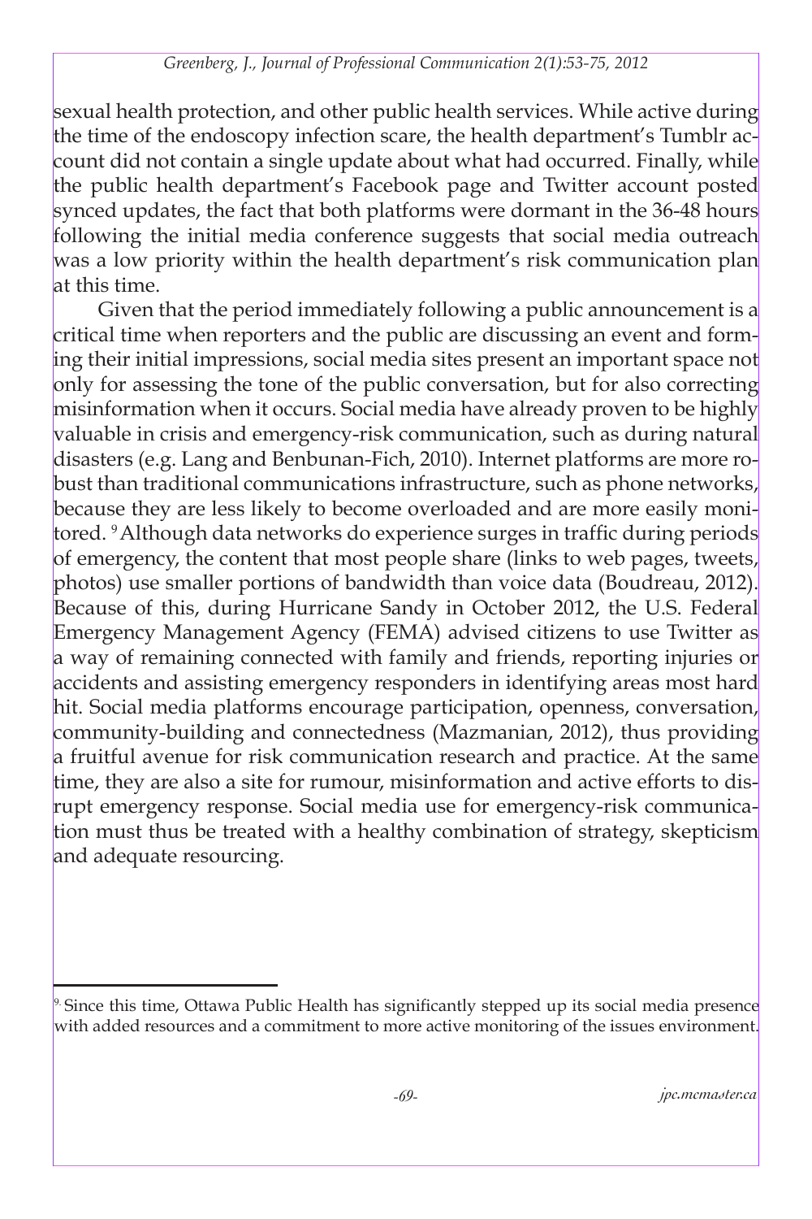sexual health protection, and other public health services. While active during the time of the endoscopy infection scare, the health department's Tumblr account did not contain a single update about what had occurred. Finally, while the public health department's Facebook page and Twitter account posted synced updates, the fact that both platforms were dormant in the 36-48 hours following the initial media conference suggests that social media outreach was a low priority within the health department's risk communication plan at this time.

Given that the period immediately following a public announcement is a critical time when reporters and the public are discussing an event and forming their initial impressions, social media sites present an important space not only for assessing the tone of the public conversation, but for also correcting misinformation when it occurs. Social media have already proven to be highly valuable in crisis and emergency-risk communication, such as during natural disasters (e.g. Lang and Benbunan-Fich, 2010). Internet platforms are more robust than traditional communications infrastructure, such as phone networks, because they are less likely to become overloaded and are more easily monitored. [9] Although data networks do experience surges in traffic during periods of emergency, the content that most people share (links to web pages, tweets, photos) use smaller portions of bandwidth than voice data (Boudreau, 2012). Because of this, during Hurricane Sandy in October 2012, the U.S. Federal Emergency Management Agency (FEMA) advised citizens to use Twitter as a way of remaining connected with family and friends, reporting injuries or accidents and assisting emergency responders in identifying areas most hard hit. Social media platforms encourage participation, openness, conversation, community-building and connectedness (Mazmanian, 2012), thus providing a fruitful avenue for risk communication research and practice. At the same time, they are also a site for rumour, misinformation and active efforts to disrupt emergency response. Social media use for emergency-risk communication must thus be treated with a healthy combination of strategy, skepticism and adequate resourcing.

---

[9] Since this time, Ottawa Public Health has significantly stepped up its social media presence with added resources and a commitment to more active monitoring of the issues environment.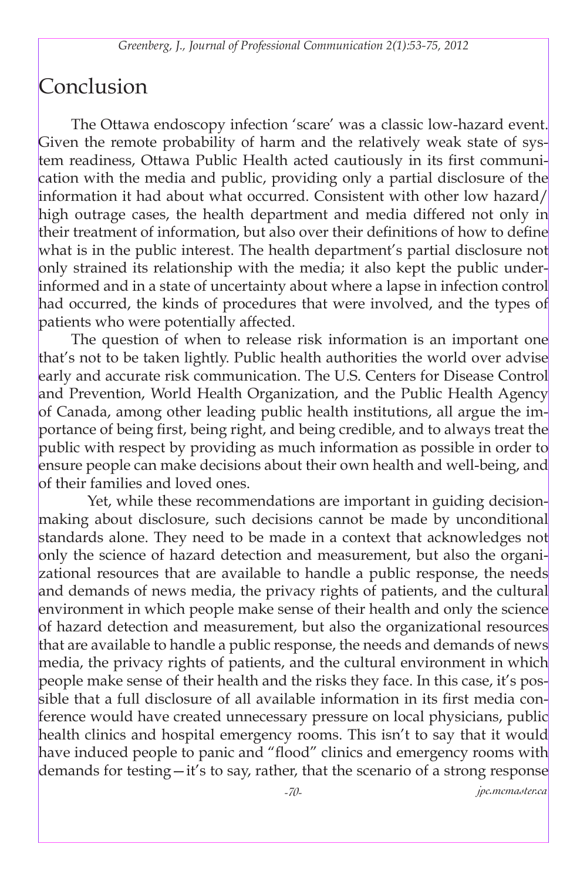# Conclusion

The Ottawa endoscopy infection 'scare' was a classic low-hazard event. Given the remote probability of harm and the relatively weak state of system readiness, Ottawa Public Health acted cautiously in its first communication with the media and public, providing only a partial disclosure of the information it had about what occurred. Consistent with other low hazard/ high outrage cases, the health department and media differed not only in their treatment of information, but also over their definitions of how to define what is in the public interest. The health department's partial disclosure not only strained its relationship with the media; it also kept the public underinformed and in a state of uncertainty about where a lapse in infection control had occurred, the kinds of procedures that were involved, and the types of patients who were potentially affected.

The question of when to release risk information is an important one that's not to be taken lightly. Public health authorities the world over advise early and accurate risk communication. The U.S. Centers for Disease Control and Prevention, World Health Organization, and the Public Health Agency of Canada, among other leading public health institutions, all argue the importance of being first, being right, and being credible, and to always treat the public with respect by providing as much information as possible in order to ensure people can make decisions about their own health and well-being, and of their families and loved ones.

Yet, while these recommendations are important in guiding decision-making about disclosure, such decisions cannot be made by unconditional standards alone. They need to be made in a context that acknowledges not only the science of hazard detection and measurement, but also the organizational resources that are available to handle a public response, the needs and demands of news media, the privacy rights of patients, and the cultural environment in which people make sense of their health and only the science of hazard detection and measurement, but also the organizational resources that are available to handle a public response, the needs and demands of news media, the privacy rights of patients, and the cultural environment in which people make sense of their health and the risks they face. In this case, it's possible that a full disclosure of all available information in its first media conference would have created unnecessary pressure on local physicians, public health clinics and hospital emergency rooms. This isn't to say that it would have induced people to panic and "flood" clinics and emergency rooms with demands for testing—it's to say, rather, that the scenario of a strong response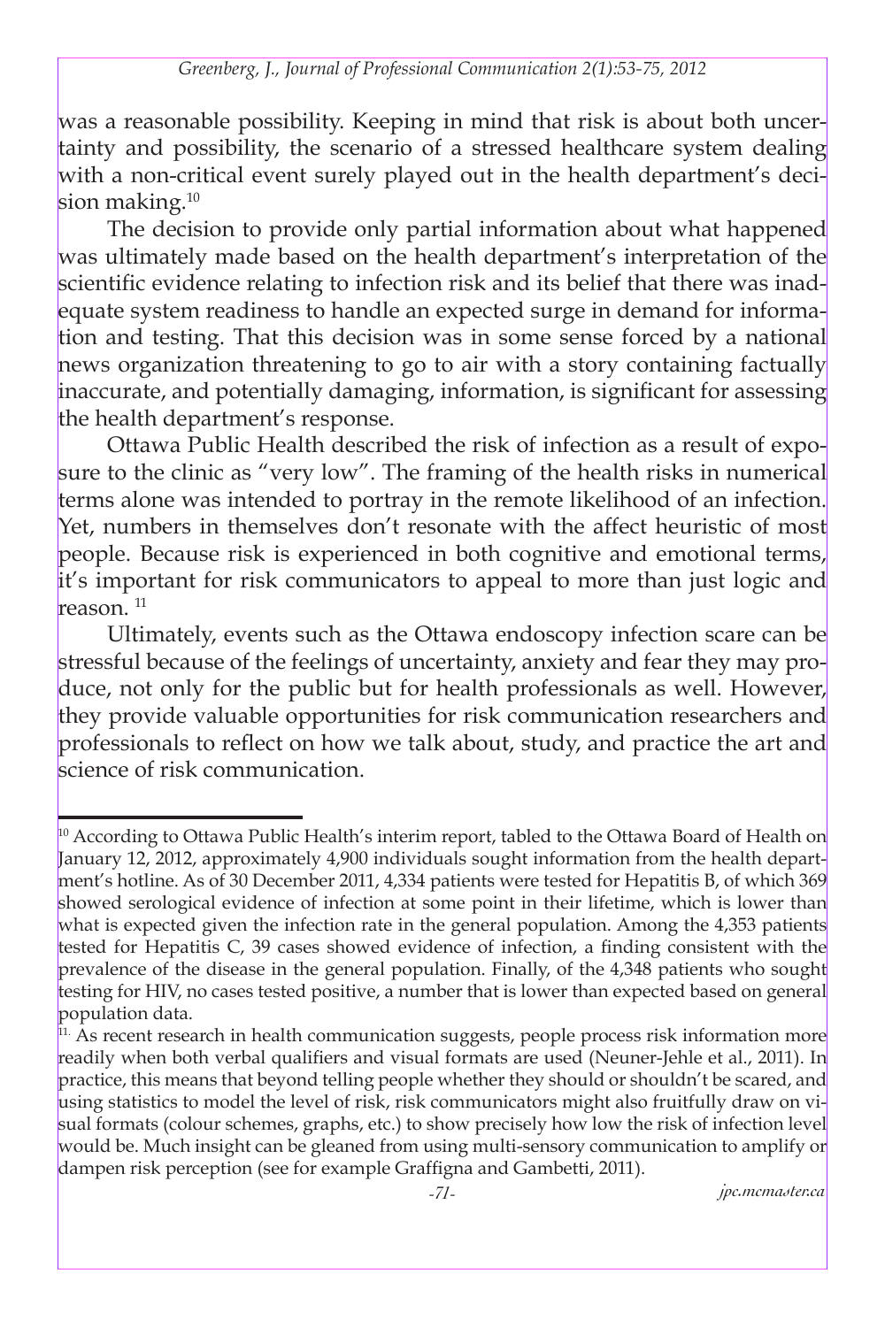was a reasonable possibility. Keeping in mind that risk is about both uncertainty and possibility, the scenario of a stressed healthcare system dealing with a non-critical event surely played out in the health department's decision making.[10]

The decision to provide only partial information about what happened was ultimately made based on the health department's interpretation of the scientific evidence relating to infection risk and its belief that there was inadequate system readiness to handle an expected surge in demand for information and testing. That this decision was in some sense forced by a national news organization threatening to go to air with a story containing factually inaccurate, and potentially damaging, information, is significant for assessing the health department's response.

Ottawa Public Health described the risk of infection as a result of exposure to the clinic as "very low". The framing of the health risks in numerical terms alone was intended to portray in the remote likelihood of an infection. Yet, numbers in themselves don't resonate with the affect heuristic of most people. Because risk is experienced in both cognitive and emotional terms, it's important for risk communicators to appeal to more than just logic and reason. [11]

Ultimately, events such as the Ottawa endoscopy infection scare can be stressful because of the feelings of uncertainty, anxiety and fear they may produce, not only for the public but for health professionals as well. However, they provide valuable opportunities for risk communication researchers and professionals to reflect on how we talk about, study, and practice the art and science of risk communication.

---

[10] According to Ottawa Public Health's interim report, tabled to the Ottawa Board of Health on January 12, 2012, approximately 4,900 individuals sought information from the health department's hotline. As of 30 December 2011, 4,334 patients were tested for Hepatitis B, of which 369 showed serological evidence of infection at some point in their lifetime, which is lower than what is expected given the infection rate in the general population. Among the 4,353 patients tested for Hepatitis C, 39 cases showed evidence of infection, a finding consistent with the prevalence of the disease in the general population. Finally, of the 4,348 patients who sought testing for HIV, no cases tested positive, a number that is lower than expected based on general population data.

[11] As recent research in health communication suggests, people process risk information more readily when both verbal qualifiers and visual formats are used (Neuner-Jehle et al., 2011). In practice, this means that beyond telling people whether they should or shouldn't be scared, and using statistics to model the level of risk, risk communicators might also fruitfully draw on visual formats (colour schemes, graphs, etc.) to show precisely how low the risk of infection level would be. Much insight can be gleaned from using multi-sensory communication to amplify or dampen risk perception (see for example Graffigna and Gambetti, 2011).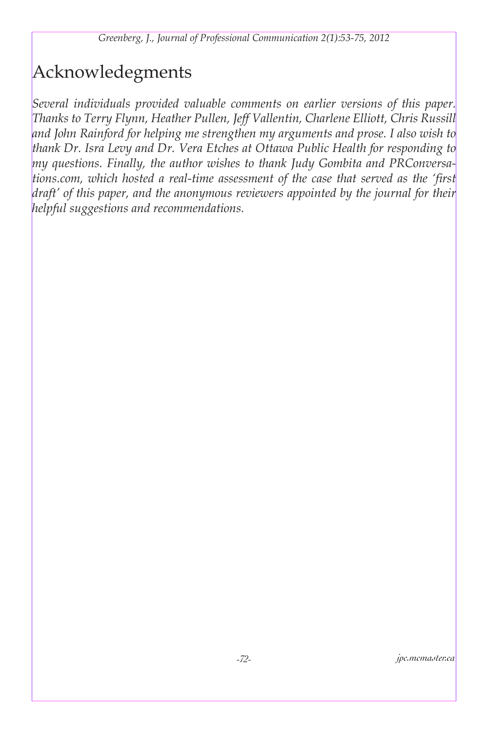# Acknowledegments

*Several individuals provided valuable comments on earlier versions of this paper. Thanks to Terry Flynn, Heather Pullen, Jeff Vallentin, Charlene Elliott, Chris Russill and John Rainford for helping me strengthen my arguments and prose. I also wish to thank Dr. Isra Levy and Dr. Vera Etches at Ottawa Public Health for responding to my questions. Finally, the author wishes to thank Judy Gombita and PRConversations.com, which hosted a real-time assessment of the case that served as the 'first draft' of this paper, and the anonymous reviewers appointed by the journal for their helpful suggestions and recommendations.*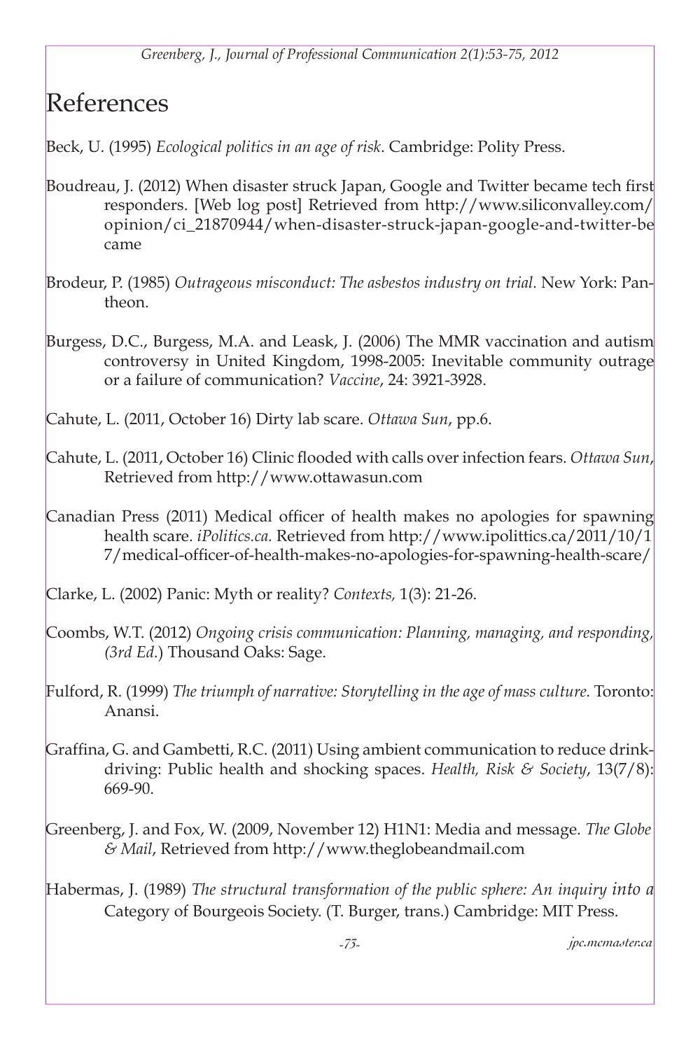# References

Beck, U. (1995) *Ecological politics in an age of risk*. Cambridge: Polity Press.

Boudreau, J. (2012) When disaster struck Japan, Google and Twitter became tech first responders. [Web log post] Retrieved from http://www.siliconvalley.com/opinion/ci_21870944/when-disaster-struck-japan-google-and-twitter-became

Brodeur, P. (1985) *Outrageous misconduct: The asbestos industry on trial.* New York: Pantheon.

Burgess, D.C., Burgess, M.A. and Leask, J. (2006) The MMR vaccination and autism controversy in United Kingdom, 1998-2005: Inevitable community outrage or a failure of communication? *Vaccine*, 24: 3921-3928.

Cahute, L. (2011, October 16) Dirty lab scare. *Ottawa Sun*, pp.6.

Cahute, L. (2011, October 16) Clinic flooded with calls over infection fears. *Ottawa Sun*, Retrieved from http://www.ottawasun.com

Canadian Press (2011) Medical officer of health makes no apologies for spawning health scare. *iPolitics.ca.* Retrieved from http://www.ipolittics.ca/2011/10/17/medical-officer-of-health-makes-no-apologies-for-spawning-health-scare/

Clarke, L. (2002) Panic: Myth or reality? *Contexts,* 1(3): 21-26.

Coombs, W.T. (2012) *Ongoing crisis communication: Planning, managing, and responding, (3rd Ed.*) Thousand Oaks: Sage.

Fulford, R. (1999) *The triumph of narrative: Storytelling in the age of mass culture.* Toronto: Anansi.

Graffina, G. and Gambetti, R.C. (2011) Using ambient communication to reduce drink-driving: Public health and shocking spaces. *Health, Risk & Society*, 13(7/8): 669-90.

Greenberg, J. and Fox, W. (2009, November 12) H1N1: Media and message. *The Globe & Mail*, Retrieved from http://www.theglobeandmail.com

Habermas, J. (1989) *The structural transformation of the public sphere: An inquiry into a* Category of Bourgeois Society. (T. Burger, trans.) Cambridge: MIT Press.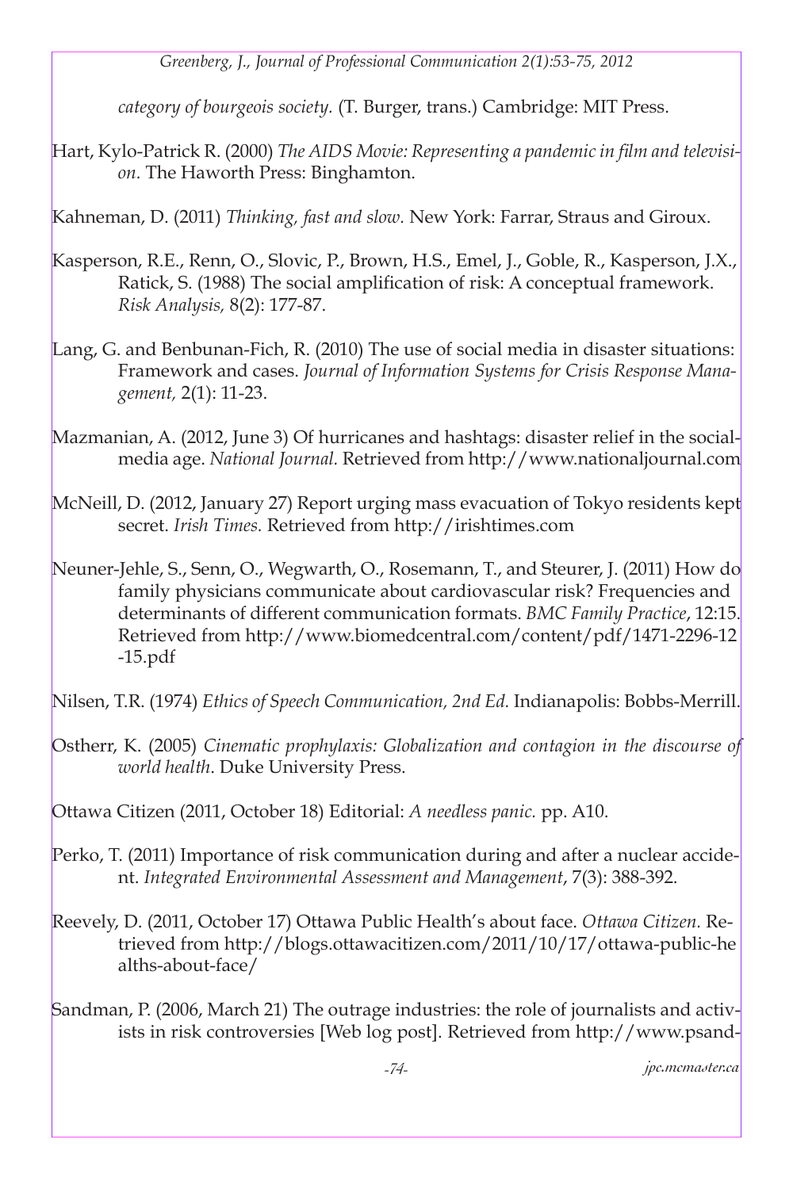*category of bourgeois society.* (T. Burger, trans.) Cambridge: MIT Press.

Hart, Kylo-Patrick R. (2000) *The AIDS Movie: Representing a pandemic in film and television.* The Haworth Press: Binghamton.

Kahneman, D. (2011) *Thinking, fast and slow.* New York: Farrar, Straus and Giroux.

Kasperson, R.E., Renn, O., Slovic, P., Brown, H.S., Emel, J., Goble, R., Kasperson, J.X., Ratick, S. (1988) The social amplification of risk: A conceptual framework. *Risk Analysis,* 8(2): 177-87.

Lang, G. and Benbunan-Fich, R. (2010) The use of social media in disaster situations: Framework and cases. *Journal of Information Systems for Crisis Response Management,* 2(1): 11-23.

Mazmanian, A. (2012, June 3) Of hurricanes and hashtags: disaster relief in the social-media age. *National Journal.* Retrieved from http://www.nationaljournal.com

McNeill, D. (2012, January 27) Report urging mass evacuation of Tokyo residents kept secret. *Irish Times.* Retrieved from http://irishtimes.com

Neuner-Jehle, S., Senn, O., Wegwarth, O., Rosemann, T., and Steurer, J. (2011) How do family physicians communicate about cardiovascular risk? Frequencies and determinants of different communication formats. *BMC Family Practice*, 12:15. Retrieved from http://www.biomedcentral.com/content/pdf/1471-2296-12-15.pdf

Nilsen, T.R. (1974) *Ethics of Speech Communication, 2nd Ed.* Indianapolis: Bobbs-Merrill.

Ostherr, K. (2005) *Cinematic prophylaxis: Globalization and contagion in the discourse of world health*. Duke University Press.

Ottawa Citizen (2011, October 18) Editorial: *A needless panic.* pp. A10.

Perko, T. (2011) Importance of risk communication during and after a nuclear accident. *Integrated Environmental Assessment and Management*, 7(3): 388-392.

Reevely, D. (2011, October 17) Ottawa Public Health's about face. *Ottawa Citizen.* Retrieved from http://blogs.ottawacitizen.com/2011/10/17/ottawa-public-healths-about-face/

Sandman, P. (2006, March 21) The outrage industries: the role of journalists and activists in risk controversies [Web log post]. Retrieved from http://www.psand-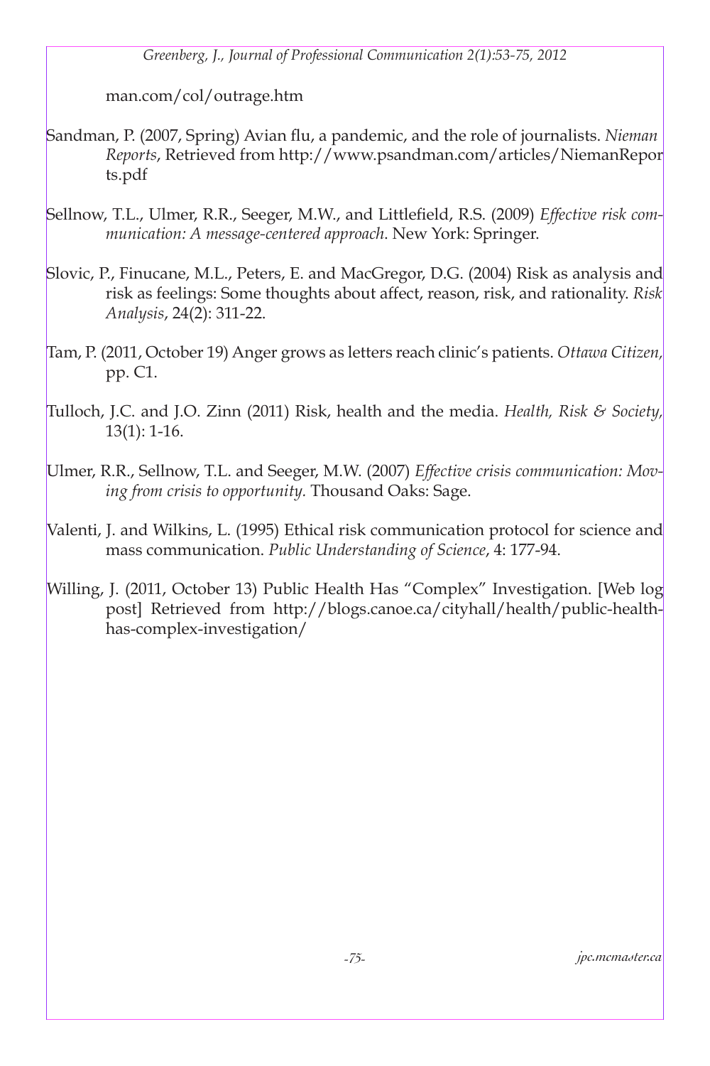man.com/col/outrage.htm

Sandman, P. (2007, Spring) Avian flu, a pandemic, and the role of journalists. *Nieman Reports*, Retrieved from http://www.psandman.com/articles/NiemanReports.pdf

Sellnow, T.L., Ulmer, R.R., Seeger, M.W., and Littlefield, R.S. (2009) *Effective risk communication: A message-centered approach*. New York: Springer.

Slovic, P., Finucane, M.L., Peters, E. and MacGregor, D.G. (2004) Risk as analysis and risk as feelings: Some thoughts about affect, reason, risk, and rationality. *Risk Analysis*, 24(2): 311-22.

Tam, P. (2011, October 19) Anger grows as letters reach clinic's patients. *Ottawa Citizen,* pp. C1.

Tulloch, J.C. and J.O. Zinn (2011) Risk, health and the media. *Health, Risk & Society,* 13(1): 1-16.

Ulmer, R.R., Sellnow, T.L. and Seeger, M.W. (2007) *Effective crisis communication: Moving from crisis to opportunity.* Thousand Oaks: Sage.

Valenti, J. and Wilkins, L. (1995) Ethical risk communication protocol for science and mass communication. *Public Understanding of Science*, 4: 177-94.

Willing, J. (2011, October 13) Public Health Has "Complex" Investigation. [Web log post] Retrieved from http://blogs.canoe.ca/cityhall/health/public-health-has-complex-investigation/